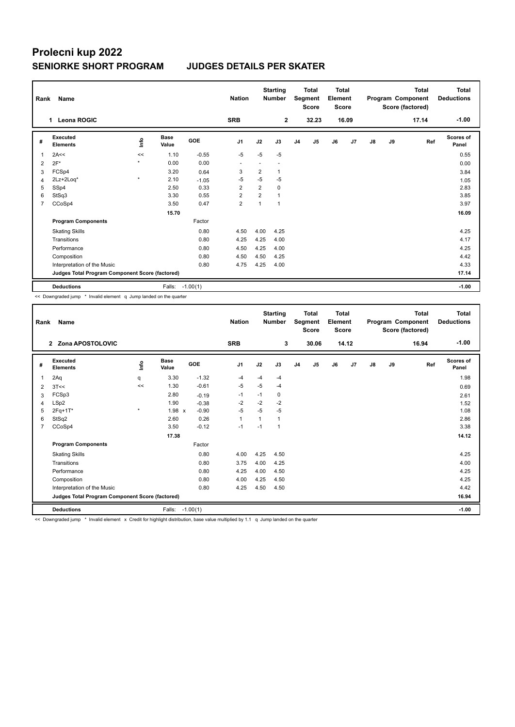# Prolecni kup 2022

## SENIORKE SHORT PROGRAM JUDGES DETAILS PER SKATER

| Rank | Name | Nation | Starting Number | Total Segment Score | Total Element Score | Total Program Component Score (factored) | Total Deductions |
|---|---|---|---|---|---|---|---|
| 1 | Leona ROGIC | SRB | 2 | 32.23 | 16.09 | 17.14 | -1.00 |

| # | Executed Elements | Info | Base Value | GOE | J1 | J2 | J3 | J4 | J5 | J6 | J7 | J8 | J9 | Ref | Scores of Panel |
|---|---|---|---|---|---|---|---|---|---|---|---|---|---|---|---|
| 1 | 2A<< | << | 1.10 | -0.55 | -5 | -5 | -5 | | | | | | | | 0.55 |
| 2 | 2F* | * | 0.00 | 0.00 | - | - | - | | | | | | | | 0.00 |
| 3 | FCSp4 | | 3.20 | 0.64 | 3 | 2 | 1 | | | | | | | | 3.84 |
| 4 | 2Lz+2Loq* | * | 2.10 | -1.05 | -5 | -5 | -5 | | | | | | | | 1.05 |
| 5 | SSp4 | | 2.50 | 0.33 | 2 | 2 | 0 | | | | | | | | 2.83 |
| 6 | StSq3 | | 3.30 | 0.55 | 2 | 2 | 1 | | | | | | | | 3.85 |
| 7 | CCoSp4 | | 3.50 | 0.47 | 2 | 1 | 1 | | | | | | | | 3.97 |
| | | | 15.70 | | | | | | | | | | | | 16.09 |
| | **Program Components** | | | Factor | | | | | | | | | | | |
| | Skating Skills | | | 0.80 | 4.50 | 4.00 | 4.25 | | | | | | | | 4.25 |
| | Transitions | | | 0.80 | 4.25 | 4.25 | 4.00 | | | | | | | | 4.17 |
| | Performance | | | 0.80 | 4.50 | 4.25 | 4.00 | | | | | | | | 4.25 |
| | Composition | | | 0.80 | 4.50 | 4.50 | 4.25 | | | | | | | | 4.42 |
| | Interpretation of the Music | | | 0.80 | 4.75 | 4.25 | 4.00 | | | | | | | | 4.33 |
| | **Judges Total Program Component Score (factored)** | | | | | | | | | | | | | | 17.14 |
| | **Deductions** | | Falls: | -1.00(1) | | | | | | | | | | | -1.00 |

<< Downgraded jump * Invalid element q Jump landed on the quarter

| Rank | Name | Nation | Starting Number | Total Segment Score | Total Element Score | Total Program Component Score (factored) | Total Deductions |
|---|---|---|---|---|---|---|---|
| 2 | Zona APOSTOLOVIC | SRB | 3 | 30.06 | 14.12 | 16.94 | -1.00 |

| # | Executed Elements | Info | Base Value | GOE | J1 | J2 | J3 | J4 | J5 | J6 | J7 | J8 | J9 | Ref | Scores of Panel |
|---|---|---|---|---|---|---|---|---|---|---|---|---|---|---|---|
| 1 | 2Aq | q | 3.30 | -1.32 | -4 | -4 | -4 | | | | | | | | 1.98 |
| 2 | 3T<< | << | 1.30 | -0.61 | -5 | -5 | -4 | | | | | | | | 0.69 |
| 3 | FCSp3 | | 2.80 | -0.19 | -1 | -1 | 0 | | | | | | | | 2.61 |
| 4 | LSp2 | | 1.90 | -0.38 | -2 | -2 | -2 | | | | | | | | 1.52 |
| 5 | 2Fq+1T* | * | 1.98 x | -0.90 | -5 | -5 | -5 | | | | | | | | 1.08 |
| 6 | StSq2 | | 2.60 | 0.26 | 1 | 1 | 1 | | | | | | | | 2.86 |
| 7 | CCoSp4 | | 3.50 | -0.12 | -1 | -1 | 1 | | | | | | | | 3.38 |
| | | | 17.38 | | | | | | | | | | | | 14.12 |
| | **Program Components** | | | Factor | | | | | | | | | | | |
| | Skating Skills | | | 0.80 | 4.00 | 4.25 | 4.50 | | | | | | | | 4.25 |
| | Transitions | | | 0.80 | 3.75 | 4.00 | 4.25 | | | | | | | | 4.00 |
| | Performance | | | 0.80 | 4.25 | 4.00 | 4.50 | | | | | | | | 4.25 |
| | Composition | | | 0.80 | 4.00 | 4.25 | 4.50 | | | | | | | | 4.25 |
| | Interpretation of the Music | | | 0.80 | 4.25 | 4.50 | 4.50 | | | | | | | | 4.42 |
| | **Judges Total Program Component Score (factored)** | | | | | | | | | | | | | | 16.94 |
| | **Deductions** | | Falls: | -1.00(1) | | | | | | | | | | | -1.00 |

<< Downgraded jump * Invalid element x Credit for highlight distribution, base value multiplied by 1.1 q Jump landed on the quarter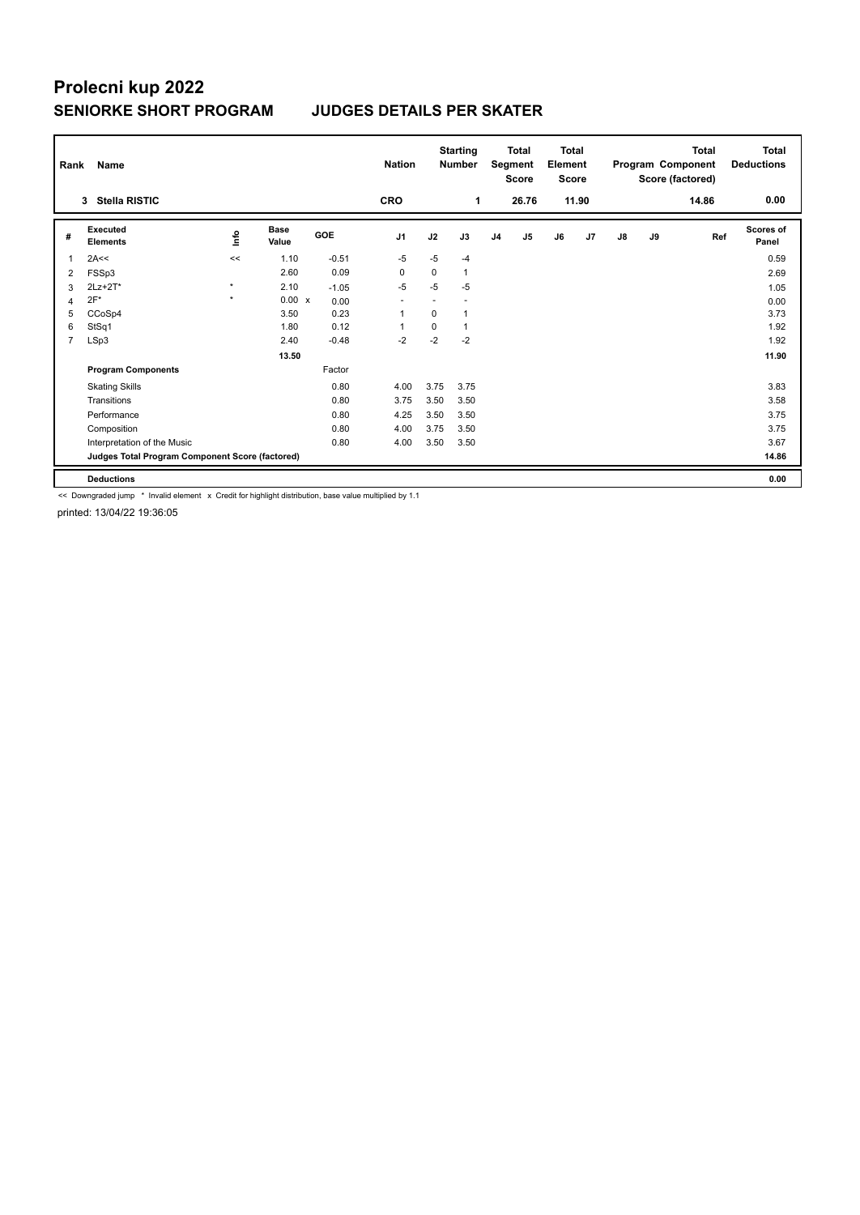# Prolecni kup 2022

## SENIORKE SHORT PROGRAM JUDGES DETAILS PER SKATER

| Rank | Name | Nation | Starting Number | Total Segment Score | Total Element Score | Total Program Component Score (factored) | Total Deductions |
|---|---|---|---|---|---|---|---|
| 3 | Stella RISTIC | CRO | 1 | 26.76 | 11.90 | 14.86 | 0.00 |

| # | Executed Elements | Info | Base Value | | GOE | J1 | J2 | J3 | J4 | J5 | J6 | J7 | J8 | J9 | Ref | Scores of Panel |
|---|---|---|---|---|---|---|---|---|---|---|---|---|---|---|---|---|
| 1 | 2A<< | << | 1.10 | | -0.51 | -5 | -5 | -4 | | | | | | | | 0.59 |
| 2 | FSSp3 | | 2.60 | | 0.09 | 0 | 0 | 1 | | | | | | | | 2.69 |
| 3 | 2Lz+2T* | * | 2.10 | | -1.05 | -5 | -5 | -5 | | | | | | | | 1.05 |
| 4 | 2F* | * | 0.00 | x | 0.00 | - | - | - | | | | | | | | 0.00 |
| 5 | CCoSp4 | | 3.50 | | 0.23 | 1 | 0 | 1 | | | | | | | | 3.73 |
| 6 | StSq1 | | 1.80 | | 0.12 | 1 | 0 | 1 | | | | | | | | 1.92 |
| 7 | LSp3 | | 2.40 | | -0.48 | -2 | -2 | -2 | | | | | | | | 1.92 |
| | | | 13.50 | | | | | | | | | | | | | 11.90 |
| | **Program Components** | | | | Factor | | | | | | | | | | | |
| | Skating Skills | | | | 0.80 | 4.00 | 3.75 | 3.75 | | | | | | | | 3.83 |
| | Transitions | | | | 0.80 | 3.75 | 3.50 | 3.50 | | | | | | | | 3.58 |
| | Performance | | | | 0.80 | 4.25 | 3.50 | 3.50 | | | | | | | | 3.75 |
| | Composition | | | | 0.80 | 4.00 | 3.75 | 3.50 | | | | | | | | 3.75 |
| | Interpretation of the Music | | | | 0.80 | 4.00 | 3.50 | 3.50 | | | | | | | | 3.67 |
| | **Judges Total Program Component Score (factored)** | | | | | | | | | | | | | | | 14.86 |
| | **Deductions** | | | | | | | | | | | | | | | 0.00 |

<< Downgraded jump * Invalid element x Credit for highlight distribution, base value multiplied by 1.1

printed: 13/04/22 19:36:05